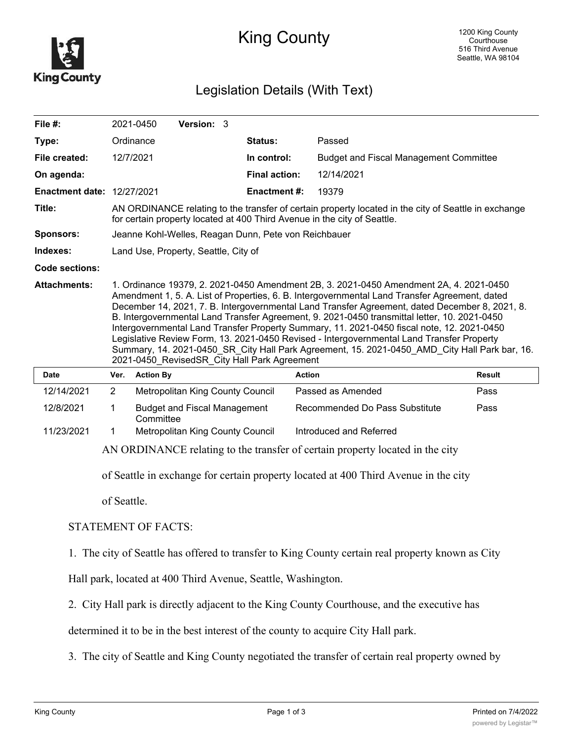# King County

1200 King County Courthouse
516 Third Avenue
Seattle, WA 98104

## Legislation Details (With Text)

| | | | |
|---|---|---|---|
| **File #:** | 2021-0450 **Version:** 3 | | |
| **Type:** | Ordinance | **Status:** | Passed |
| **File created:** | 12/7/2021 | **In control:** | Budget and Fiscal Management Committee |
| **On agenda:** | | **Final action:** | 12/14/2021 |
| **Enactment date:** | 12/27/2021 | **Enactment #:** | 19379 |

**Title:** AN ORDINANCE relating to the transfer of certain property located in the city of Seattle in exchange for certain property located at 400 Third Avenue in the city of Seattle.

**Sponsors:** Jeanne Kohl-Welles, Reagan Dunn, Pete von Reichbauer

**Indexes:** Land Use, Property, Seattle, City of

**Code sections:**

**Attachments:** 1. Ordinance 19379, 2. 2021-0450 Amendment 2B, 3. 2021-0450 Amendment 2A, 4. 2021-0450 Amendment 1, 5. A. List of Properties, 6. B. Intergovernmental Land Transfer Agreement, dated December 14, 2021, 7. B. Intergovernmental Land Transfer Agreement, dated December 8, 2021, 8. B. Intergovernmental Land Transfer Agreement, 9. 2021-0450 transmittal letter, 10. 2021-0450 Intergovernmental Land Transfer Property Summary, 11. 2021-0450 fiscal note, 12. 2021-0450 Legislative Review Form, 13. 2021-0450 Revised - Intergovernmental Land Transfer Property Summary, 14. 2021-0450_SR_City Hall Park Agreement, 15. 2021-0450_AMD_City Hall Park bar, 16. 2021-0450_RevisedSR_City Hall Park Agreement

| Date | Ver. | Action By | Action | Result |
|---|---|---|---|---|
| 12/14/2021 | 2 | Metropolitan King County Council | Passed as Amended | Pass |
| 12/8/2021 | 1 | Budget and Fiscal Management Committee | Recommended Do Pass Substitute | Pass |
| 11/23/2021 | 1 | Metropolitan King County Council | Introduced and Referred | |

AN ORDINANCE relating to the transfer of certain property located in the city of Seattle in exchange for certain property located at 400 Third Avenue in the city of Seattle.

STATEMENT OF FACTS:

1. The city of Seattle has offered to transfer to King County certain real property known as City Hall park, located at 400 Third Avenue, Seattle, Washington.

2. City Hall park is directly adjacent to the King County Courthouse, and the executive has determined it to be in the best interest of the county to acquire City Hall park.

3. The city of Seattle and King County negotiated the transfer of certain real property owned by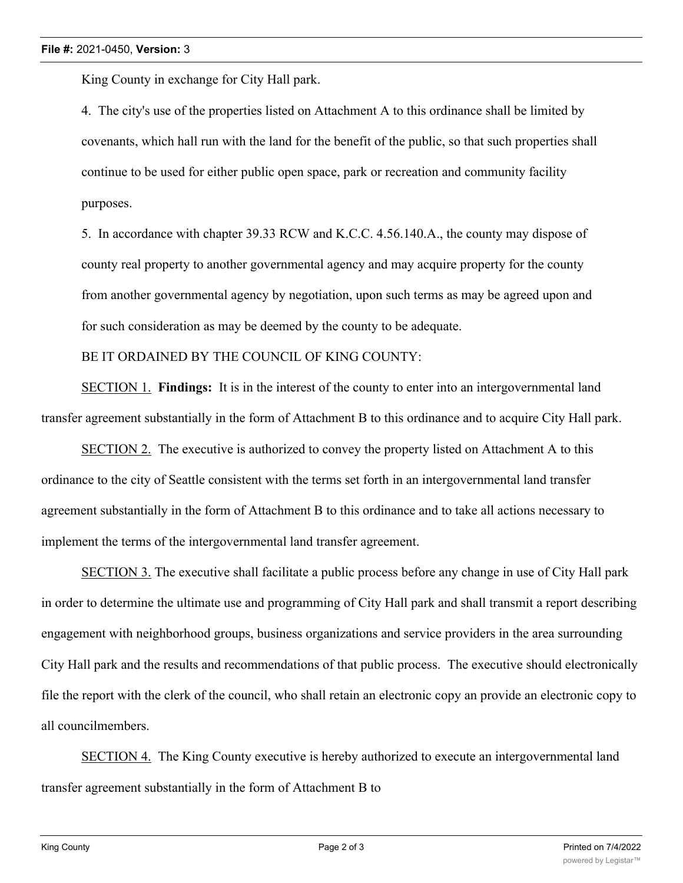King County in exchange for City Hall park.

4. The city's use of the properties listed on Attachment A to this ordinance shall be limited by covenants, which hall run with the land for the benefit of the public, so that such properties shall continue to be used for either public open space, park or recreation and community facility purposes.

5. In accordance with chapter 39.33 RCW and K.C.C. 4.56.140.A., the county may dispose of county real property to another governmental agency and may acquire property for the county from another governmental agency by negotiation, upon such terms as may be agreed upon and for such consideration as may be deemed by the county to be adequate.

BE IT ORDAINED BY THE COUNCIL OF KING COUNTY:

SECTION 1. **Findings:** It is in the interest of the county to enter into an intergovernmental land transfer agreement substantially in the form of Attachment B to this ordinance and to acquire City Hall park.

SECTION 2. The executive is authorized to convey the property listed on Attachment A to this ordinance to the city of Seattle consistent with the terms set forth in an intergovernmental land transfer agreement substantially in the form of Attachment B to this ordinance and to take all actions necessary to implement the terms of the intergovernmental land transfer agreement.

SECTION 3. The executive shall facilitate a public process before any change in use of City Hall park in order to determine the ultimate use and programming of City Hall park and shall transmit a report describing engagement with neighborhood groups, business organizations and service providers in the area surrounding City Hall park and the results and recommendations of that public process. The executive should electronically file the report with the clerk of the council, who shall retain an electronic copy an provide an electronic copy to all councilmembers.

SECTION 4. The King County executive is hereby authorized to execute an intergovernmental land transfer agreement substantially in the form of Attachment B to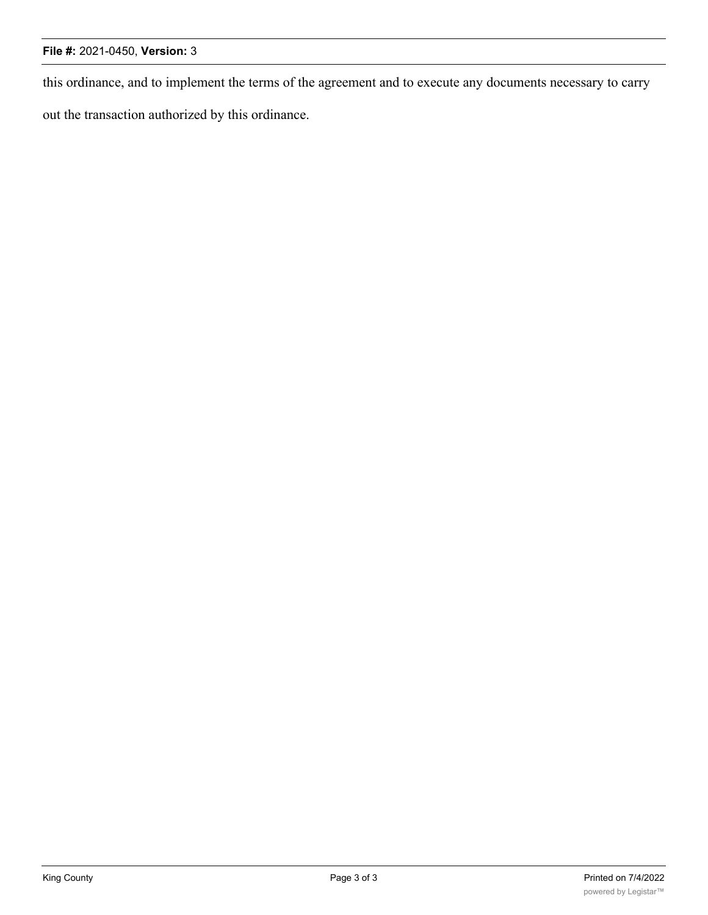this ordinance, and to implement the terms of the agreement and to execute any documents necessary to carry out the transaction authorized by this ordinance.